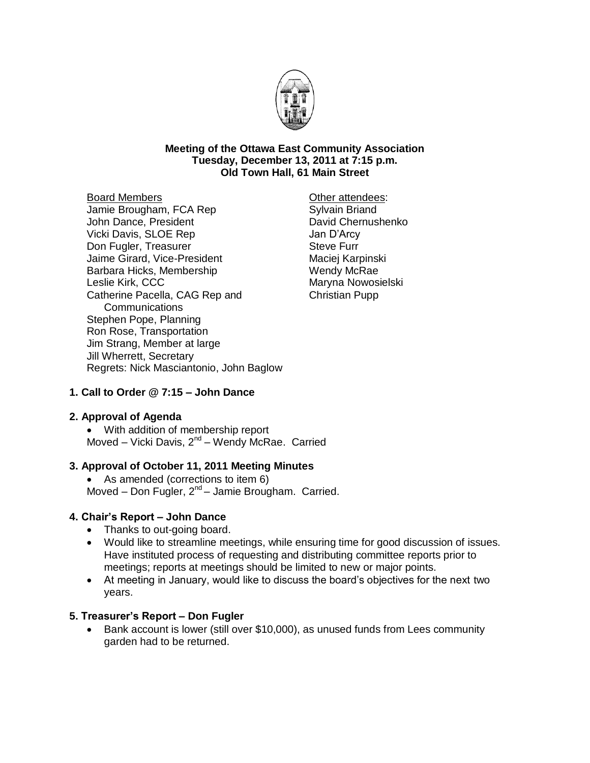**Meeting of the Ottawa East Community Association**
**Tuesday, December 13, 2011 at 7:15 p.m.**
**Old Town Hall, 61 Main Street**

Board Members
Jamie Brougham, FCA Rep
John Dance, President
Vicki Davis, SLOE Rep
Don Fugler, Treasurer
Jaime Girard, Vice-President
Barbara Hicks, Membership
Leslie Kirk, CCC
Catherine Pacella, CAG Rep and Communications
Stephen Pope, Planning
Ron Rose, Transportation
Jim Strang, Member at large
Jill Wherrett, Secretary
Regrets: Nick Masciantonio, John Baglow

Other attendees:
Sylvain Briand
David Chernushenko
Jan D'Arcy
Steve Furr
Maciej Karpinski
Wendy McRae
Maryna Nowosielski
Christian Pupp

## 1. Call to Order @ 7:15 – John Dance

## 2. Approval of Agenda

- With addition of membership report

Moved – Vicki Davis, 2nd – Wendy McRae. Carried

## 3. Approval of October 11, 2011 Meeting Minutes

- As amended (corrections to item 6)

Moved – Don Fugler, 2nd – Jamie Brougham. Carried.

## 4. Chair's Report – John Dance

- Thanks to out-going board.
- Would like to streamline meetings, while ensuring time for good discussion of issues. Have instituted process of requesting and distributing committee reports prior to meetings; reports at meetings should be limited to new or major points.
- At meeting in January, would like to discuss the board's objectives for the next two years.

## 5. Treasurer's Report – Don Fugler

- Bank account is lower (still over $10,000), as unused funds from Lees community garden had to be returned.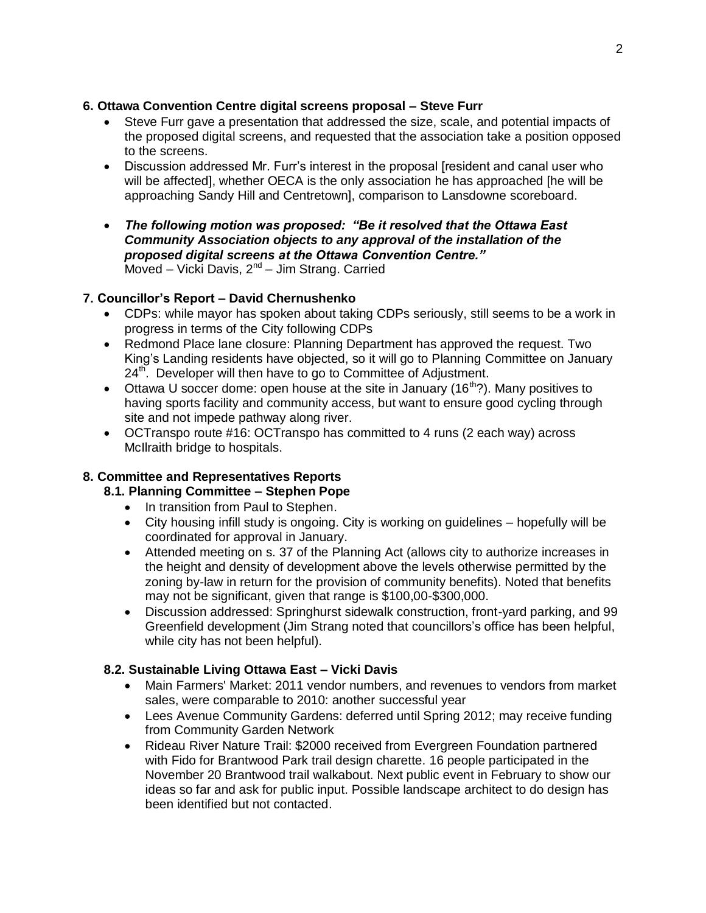**6. Ottawa Convention Centre digital screens proposal – Steve Furr**

- Steve Furr gave a presentation that addressed the size, scale, and potential impacts of the proposed digital screens, and requested that the association take a position opposed to the screens.
- Discussion addressed Mr. Furr's interest in the proposal [resident and canal user who will be affected], whether OECA is the only association he has approached [he will be approaching Sandy Hill and Centretown], comparison to Lansdowne scoreboard.
- ***The following motion was proposed: "Be it resolved that the Ottawa East Community Association objects to any approval of the installation of the proposed digital screens at the Ottawa Convention Centre."***
  Moved – Vicki Davis, 2nd – Jim Strang. Carried

**7. Councillor's Report – David Chernushenko**

- CDPs: while mayor has spoken about taking CDPs seriously, still seems to be a work in progress in terms of the City following CDPs
- Redmond Place lane closure: Planning Department has approved the request. Two King's Landing residents have objected, so it will go to Planning Committee on January 24th. Developer will then have to go to Committee of Adjustment.
- Ottawa U soccer dome: open house at the site in January (16th?). Many positives to having sports facility and community access, but want to ensure good cycling through site and not impede pathway along river.
- OCTranspo route #16: OCTranspo has committed to 4 runs (2 each way) across McIlraith bridge to hospitals.

**8. Committee and Representatives Reports**

**8.1. Planning Committee – Stephen Pope**

- In transition from Paul to Stephen.
- City housing infill study is ongoing. City is working on guidelines – hopefully will be coordinated for approval in January.
- Attended meeting on s. 37 of the Planning Act (allows city to authorize increases in the height and density of development above the levels otherwise permitted by the zoning by-law in return for the provision of community benefits). Noted that benefits may not be significant, given that range is $100,00-$300,000.
- Discussion addressed: Springhurst sidewalk construction, front-yard parking, and 99 Greenfield development (Jim Strang noted that councillors's office has been helpful, while city has not been helpful).

**8.2. Sustainable Living Ottawa East – Vicki Davis**

- Main Farmers' Market: 2011 vendor numbers, and revenues to vendors from market sales, were comparable to 2010: another successful year
- Lees Avenue Community Gardens: deferred until Spring 2012; may receive funding from Community Garden Network
- Rideau River Nature Trail: $2000 received from Evergreen Foundation partnered with Fido for Brantwood Park trail design charette. 16 people participated in the November 20 Brantwood trail walkabout. Next public event in February to show our ideas so far and ask for public input. Possible landscape architect to do design has been identified but not contacted.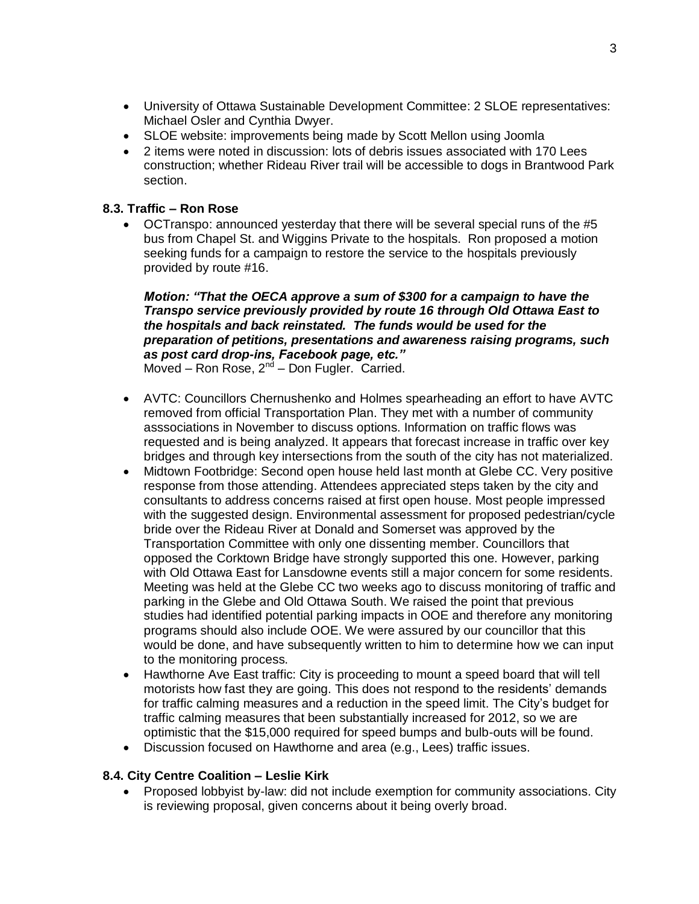- University of Ottawa Sustainable Development Committee: 2 SLOE representatives: Michael Osler and Cynthia Dwyer.
- SLOE website: improvements being made by Scott Mellon using Joomla
- 2 items were noted in discussion: lots of debris issues associated with 170 Lees construction; whether Rideau River trail will be accessible to dogs in Brantwood Park section.

### 8.3. Traffic – Ron Rose

- OCTranspo: announced yesterday that there will be several special runs of the #5 bus from Chapel St. and Wiggins Private to the hospitals. Ron proposed a motion seeking funds for a campaign to restore the service to the hospitals previously provided by route #16.

  ***Motion: "That the OECA approve a sum of $300 for a campaign to have the Transpo service previously provided by route 16 through Old Ottawa East to the hospitals and back reinstated. The funds would be used for the preparation of petitions, presentations and awareness raising programs, such as post card drop-ins, Facebook page, etc."***
  Moved – Ron Rose, 2nd – Don Fugler. Carried.

- AVTC: Councillors Chernushenko and Holmes spearheading an effort to have AVTC removed from official Transportation Plan. They met with a number of community asssociations in November to discuss options. Information on traffic flows was requested and is being analyzed. It appears that forecast increase in traffic over key bridges and through key intersections from the south of the city has not materialized.
- Midtown Footbridge: Second open house held last month at Glebe CC. Very positive response from those attending. Attendees appreciated steps taken by the city and consultants to address concerns raised at first open house. Most people impressed with the suggested design. Environmental assessment for proposed pedestrian/cycle bride over the Rideau River at Donald and Somerset was approved by the Transportation Committee with only one dissenting member. Councillors that opposed the Corktown Bridge have strongly supported this one. However, parking with Old Ottawa East for Lansdowne events still a major concern for some residents. Meeting was held at the Glebe CC two weeks ago to discuss monitoring of traffic and parking in the Glebe and Old Ottawa South. We raised the point that previous studies had identified potential parking impacts in OOE and therefore any monitoring programs should also include OOE. We were assured by our councillor that this would be done, and have subsequently written to him to determine how we can input to the monitoring process.
- Hawthorne Ave East traffic: City is proceeding to mount a speed board that will tell motorists how fast they are going. This does not respond to the residents' demands for traffic calming measures and a reduction in the speed limit. The City's budget for traffic calming measures that been substantially increased for 2012, so we are optimistic that the $15,000 required for speed bumps and bulb-outs will be found.
- Discussion focused on Hawthorne and area (e.g., Lees) traffic issues.

### 8.4. City Centre Coalition – Leslie Kirk

- Proposed lobbyist by-law: did not include exemption for community associations. City is reviewing proposal, given concerns about it being overly broad.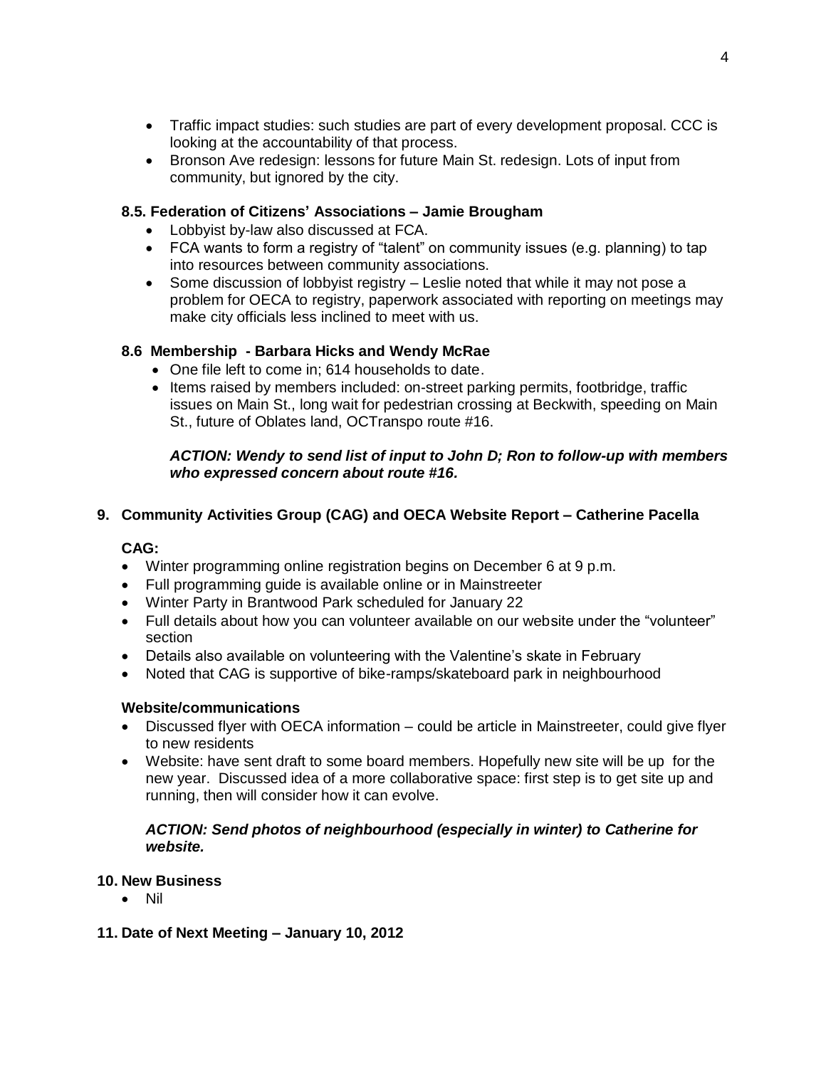- Traffic impact studies: such studies are part of every development proposal. CCC is looking at the accountability of that process.
- Bronson Ave redesign: lessons for future Main St. redesign. Lots of input from community, but ignored by the city.

### 8.5. Federation of Citizens' Associations – Jamie Brougham

- Lobbyist by-law also discussed at FCA.
- FCA wants to form a registry of "talent" on community issues (e.g. planning) to tap into resources between community associations.
- Some discussion of lobbyist registry – Leslie noted that while it may not pose a problem for OECA to registry, paperwork associated with reporting on meetings may make city officials less inclined to meet with us.

### 8.6 Membership - Barbara Hicks and Wendy McRae

- One file left to come in; 614 households to date.
- Items raised by members included: on-street parking permits, footbridge, traffic issues on Main St., long wait for pedestrian crossing at Beckwith, speeding on Main St., future of Oblates land, OCTranspo route #16.

***ACTION: Wendy to send list of input to John D; Ron to follow-up with members who expressed concern about route #16.***

## 9. Community Activities Group (CAG) and OECA Website Report – Catherine Pacella

**CAG:**

- Winter programming online registration begins on December 6 at 9 p.m.
- Full programming guide is available online or in Mainstreeter
- Winter Party in Brantwood Park scheduled for January 22
- Full details about how you can volunteer available on our website under the "volunteer" section
- Details also available on volunteering with the Valentine's skate in February
- Noted that CAG is supportive of bike-ramps/skateboard park in neighbourhood

**Website/communications**

- Discussed flyer with OECA information – could be article in Mainstreeter, could give flyer to new residents
- Website: have sent draft to some board members. Hopefully new site will be up for the new year. Discussed idea of a more collaborative space: first step is to get site up and running, then will consider how it can evolve.

***ACTION: Send photos of neighbourhood (especially in winter) to Catherine for website.***

## 10. New Business

- Nil

## 11. Date of Next Meeting – January 10, 2012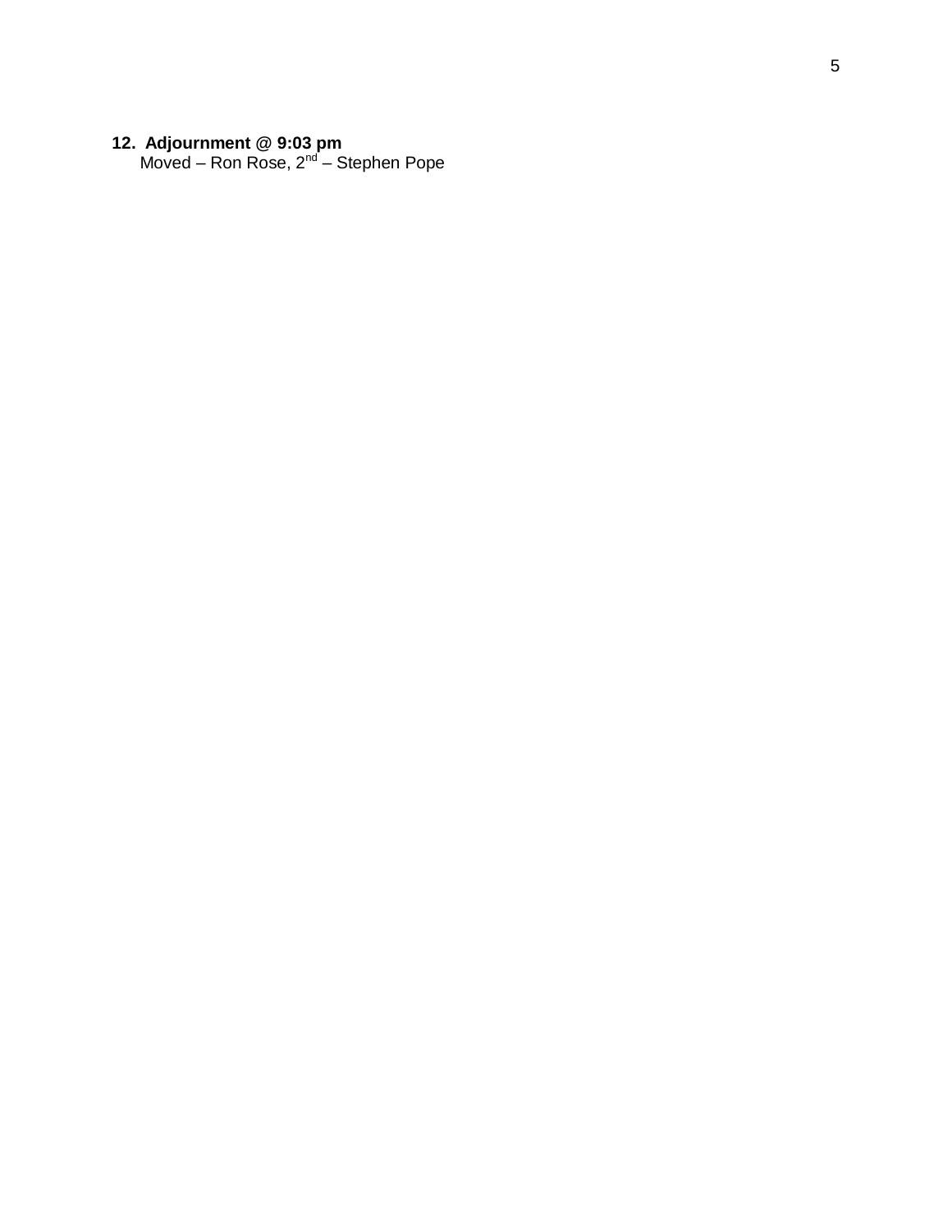**12. Adjournment @ 9:03 pm**

Moved – Ron Rose, 2nd – Stephen Pope